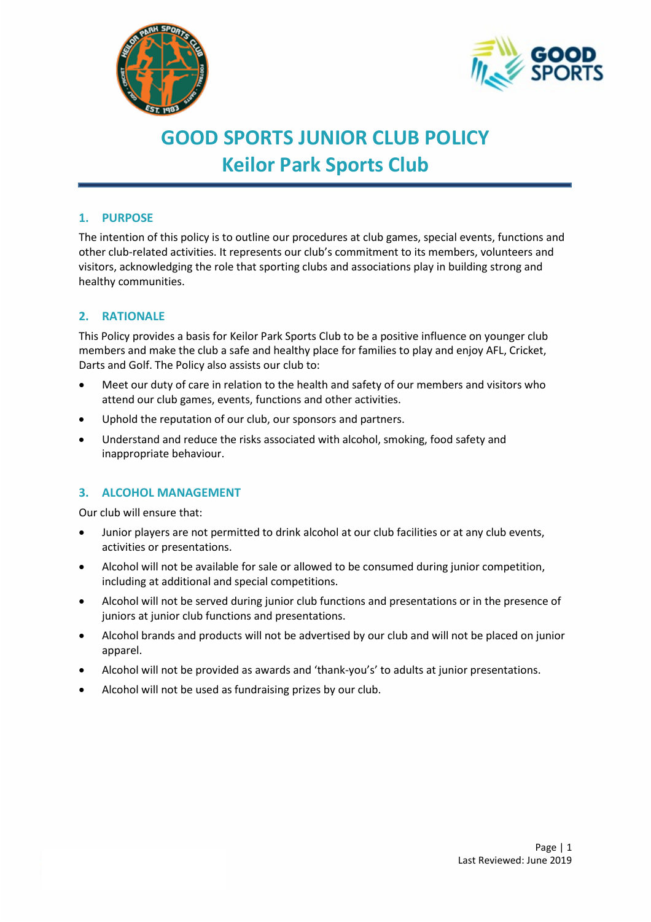# GOOD SPORTS JUNIOR CLUB POLICY
# Keilor Park Sports Club

## 1. PURPOSE

The intention of this policy is to outline our procedures at club games, special events, functions and other club-related activities. It represents our club's commitment to its members, volunteers and visitors, acknowledging the role that sporting clubs and associations play in building strong and healthy communities.

## 2. RATIONALE

This Policy provides a basis for Keilor Park Sports Club to be a positive influence on younger club members and make the club a safe and healthy place for families to play and enjoy AFL, Cricket, Darts and Golf. The Policy also assists our club to:

- Meet our duty of care in relation to the health and safety of our members and visitors who attend our club games, events, functions and other activities.
- Uphold the reputation of our club, our sponsors and partners.
- Understand and reduce the risks associated with alcohol, smoking, food safety and inappropriate behaviour.

## 3. ALCOHOL MANAGEMENT

Our club will ensure that:

- Junior players are not permitted to drink alcohol at our club facilities or at any club events, activities or presentations.
- Alcohol will not be available for sale or allowed to be consumed during junior competition, including at additional and special competitions.
- Alcohol will not be served during junior club functions and presentations or in the presence of juniors at junior club functions and presentations.
- Alcohol brands and products will not be advertised by our club and will not be placed on junior apparel.
- Alcohol will not be provided as awards and 'thank-you's' to adults at junior presentations.
- Alcohol will not be used as fundraising prizes by our club.

Last Reviewed: June 2019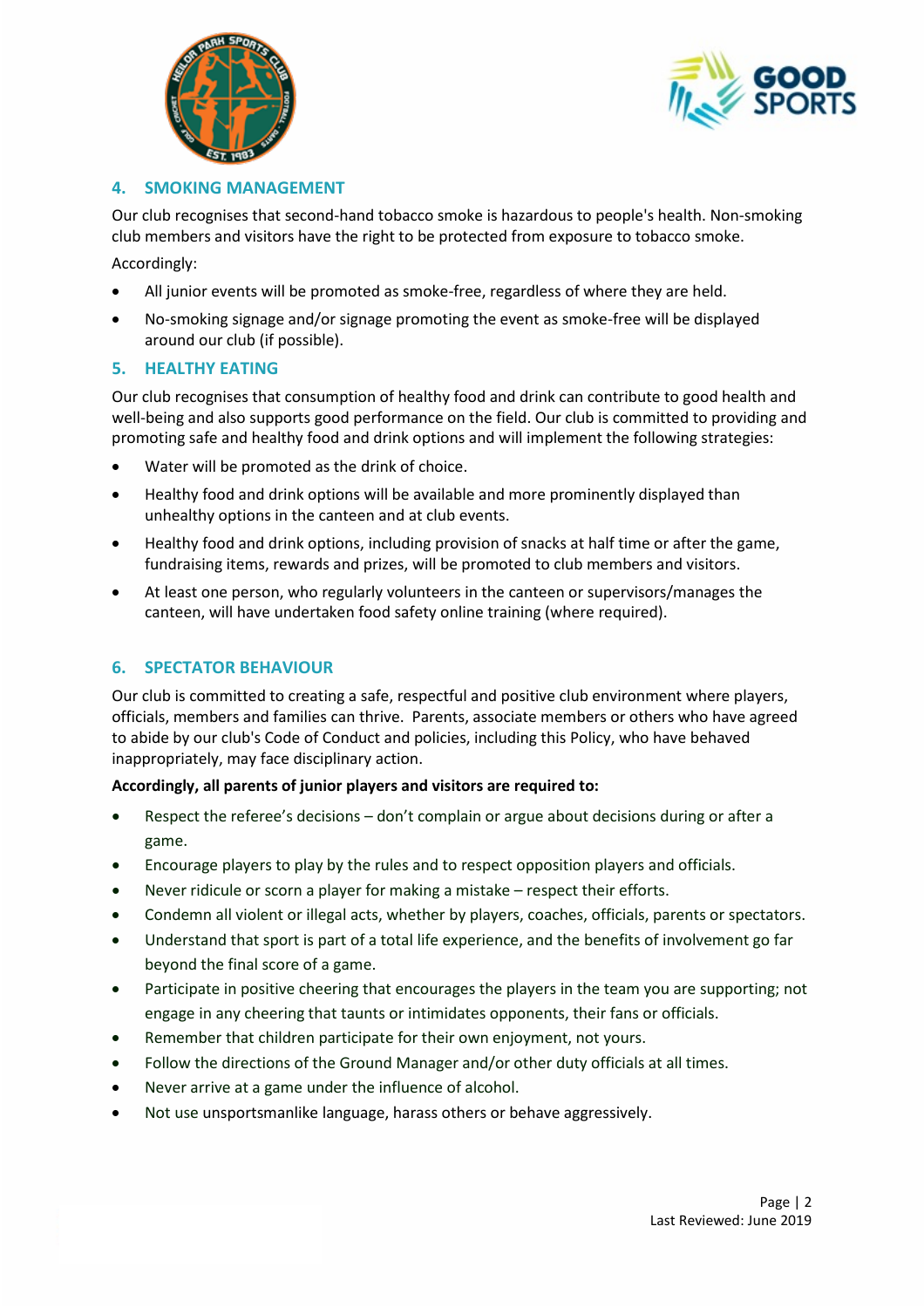## 4. SMOKING MANAGEMENT

Our club recognises that second-hand tobacco smoke is hazardous to people's health. Non-smoking club members and visitors have the right to be protected from exposure to tobacco smoke.

Accordingly:

- All junior events will be promoted as smoke-free, regardless of where they are held.
- No-smoking signage and/or signage promoting the event as smoke-free will be displayed around our club (if possible).

## 5. HEALTHY EATING

Our club recognises that consumption of healthy food and drink can contribute to good health and well-being and also supports good performance on the field. Our club is committed to providing and promoting safe and healthy food and drink options and will implement the following strategies:

- Water will be promoted as the drink of choice.
- Healthy food and drink options will be available and more prominently displayed than unhealthy options in the canteen and at club events.
- Healthy food and drink options, including provision of snacks at half time or after the game, fundraising items, rewards and prizes, will be promoted to club members and visitors.
- At least one person, who regularly volunteers in the canteen or supervisors/manages the canteen, will have undertaken food safety online training (where required).

## 6. SPECTATOR BEHAVIOUR

Our club is committed to creating a safe, respectful and positive club environment where players, officials, members and families can thrive. Parents, associate members or others who have agreed to abide by our club's Code of Conduct and policies, including this Policy, who have behaved inappropriately, may face disciplinary action.

**Accordingly, all parents of junior players and visitors are required to:**

- Respect the referee's decisions – don't complain or argue about decisions during or after a game.
- Encourage players to play by the rules and to respect opposition players and officials.
- Never ridicule or scorn a player for making a mistake – respect their efforts.
- Condemn all violent or illegal acts, whether by players, coaches, officials, parents or spectators.
- Understand that sport is part of a total life experience, and the benefits of involvement go far beyond the final score of a game.
- Participate in positive cheering that encourages the players in the team you are supporting; not engage in any cheering that taunts or intimidates opponents, their fans or officials.
- Remember that children participate for their own enjoyment, not yours.
- Follow the directions of the Ground Manager and/or other duty officials at all times.
- Never arrive at a game under the influence of alcohol.
- Not use unsportsmanlike language, harass others or behave aggressively.

Last Reviewed: June 2019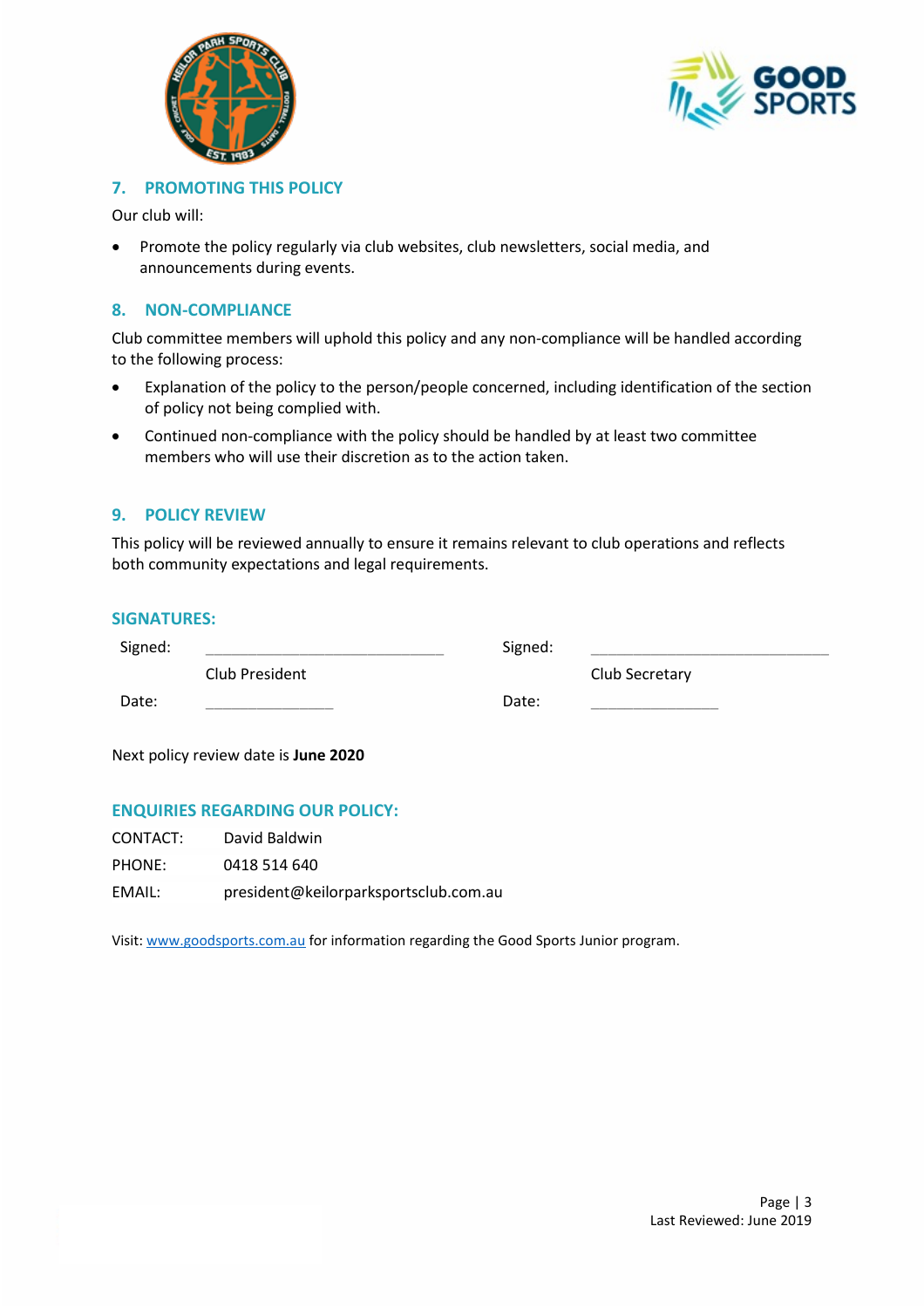## 7. PROMOTING THIS POLICY

Our club will:

- Promote the policy regularly via club websites, club newsletters, social media, and announcements during events.

## 8. NON-COMPLIANCE

Club committee members will uphold this policy and any non-compliance will be handled according to the following process:

- Explanation of the policy to the person/people concerned, including identification of the section of policy not being complied with.
- Continued non-compliance with the policy should be handled by at least two committee members who will use their discretion as to the action taken.

## 9. POLICY REVIEW

This policy will be reviewed annually to ensure it remains relevant to club operations and reflects both community expectations and legal requirements.

### SIGNATURES:

| | | | |
|---|---|---|---|
| Signed: | ______________________________ | Signed: | ______________________________ |
| | Club President | | Club Secretary |
| Date: | ________________ | Date: | ________________ |

Next policy review date is **June 2020**

### ENQUIRIES REGARDING OUR POLICY:

| | |
|---|---|
| CONTACT: | David Baldwin |
| PHONE: | 0418 514 640 |
| EMAIL: | president@keilorparksportsclub.com.au |

Visit: www.goodsports.com.au for information regarding the Good Sports Junior program.

Last Reviewed: June 2019